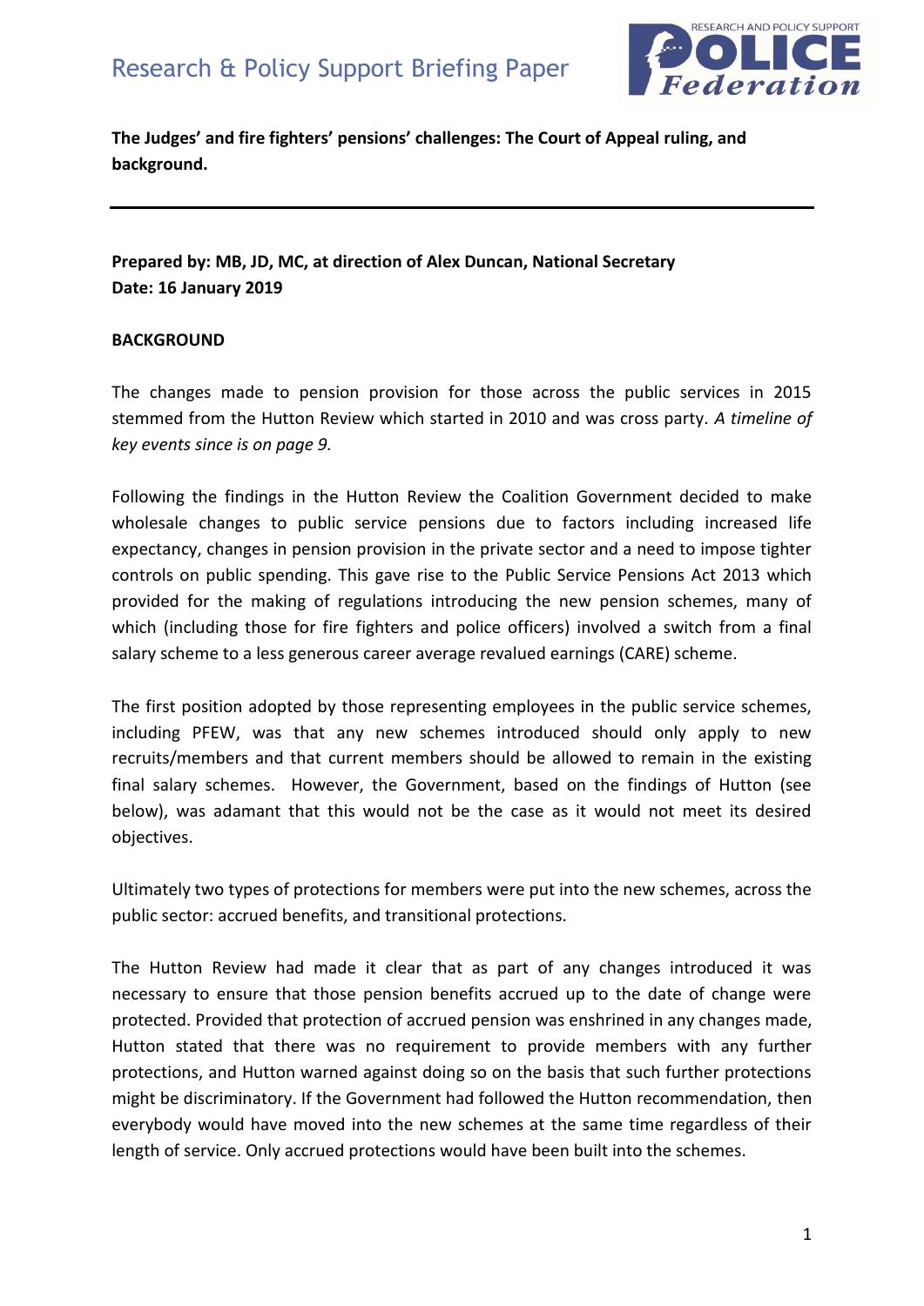# Research & Policy Support Briefing Paper

**The Judges' and fire fighters' pensions' challenges: The Court of Appeal ruling, and background.**

---

**Prepared by: MB, JD, MC, at direction of Alex Duncan, National Secretary**
**Date: 16 January 2019**

## BACKGROUND

The changes made to pension provision for those across the public services in 2015 stemmed from the Hutton Review which started in 2010 and was cross party. *A timeline of key events since is on page 9.*

Following the findings in the Hutton Review the Coalition Government decided to make wholesale changes to public service pensions due to factors including increased life expectancy, changes in pension provision in the private sector and a need to impose tighter controls on public spending. This gave rise to the Public Service Pensions Act 2013 which provided for the making of regulations introducing the new pension schemes, many of which (including those for fire fighters and police officers) involved a switch from a final salary scheme to a less generous career average revalued earnings (CARE) scheme.

The first position adopted by those representing employees in the public service schemes, including PFEW, was that any new schemes introduced should only apply to new recruits/members and that current members should be allowed to remain in the existing final salary schemes. However, the Government, based on the findings of Hutton (see below), was adamant that this would not be the case as it would not meet its desired objectives.

Ultimately two types of protections for members were put into the new schemes, across the public sector: accrued benefits, and transitional protections.

The Hutton Review had made it clear that as part of any changes introduced it was necessary to ensure that those pension benefits accrued up to the date of change were protected. Provided that protection of accrued pension was enshrined in any changes made, Hutton stated that there was no requirement to provide members with any further protections, and Hutton warned against doing so on the basis that such further protections might be discriminatory. If the Government had followed the Hutton recommendation, then everybody would have moved into the new schemes at the same time regardless of their length of service. Only accrued protections would have been built into the schemes.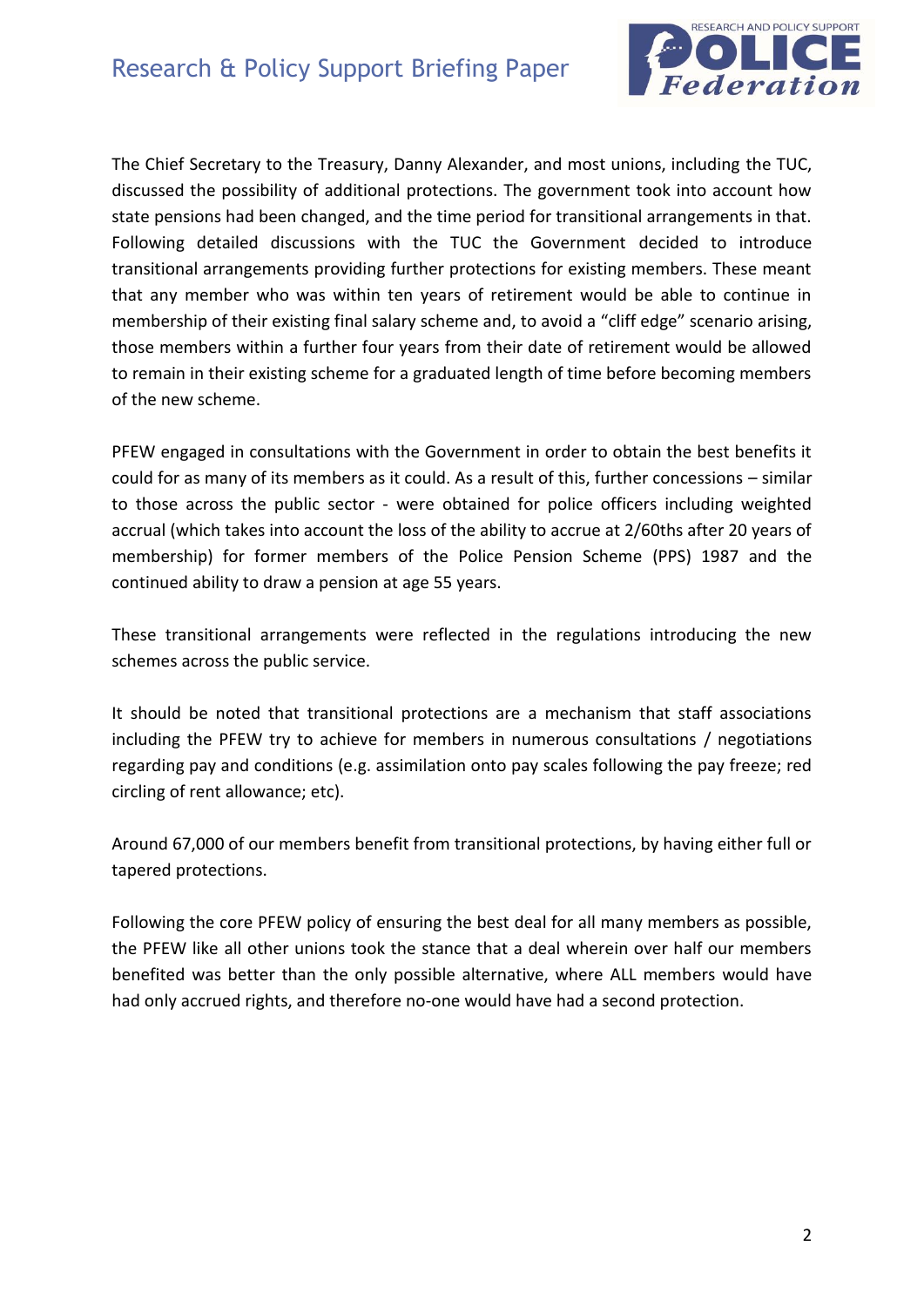The Chief Secretary to the Treasury, Danny Alexander, and most unions, including the TUC, discussed the possibility of additional protections. The government took into account how state pensions had been changed, and the time period for transitional arrangements in that. Following detailed discussions with the TUC the Government decided to introduce transitional arrangements providing further protections for existing members. These meant that any member who was within ten years of retirement would be able to continue in membership of their existing final salary scheme and, to avoid a "cliff edge" scenario arising, those members within a further four years from their date of retirement would be allowed to remain in their existing scheme for a graduated length of time before becoming members of the new scheme.

PFEW engaged in consultations with the Government in order to obtain the best benefits it could for as many of its members as it could. As a result of this, further concessions – similar to those across the public sector - were obtained for police officers including weighted accrual (which takes into account the loss of the ability to accrue at 2/60ths after 20 years of membership) for former members of the Police Pension Scheme (PPS) 1987 and the continued ability to draw a pension at age 55 years.

These transitional arrangements were reflected in the regulations introducing the new schemes across the public service.

It should be noted that transitional protections are a mechanism that staff associations including the PFEW try to achieve for members in numerous consultations / negotiations regarding pay and conditions (e.g. assimilation onto pay scales following the pay freeze; red circling of rent allowance; etc).

Around 67,000 of our members benefit from transitional protections, by having either full or tapered protections.

Following the core PFEW policy of ensuring the best deal for all many members as possible, the PFEW like all other unions took the stance that a deal wherein over half our members benefited was better than the only possible alternative, where ALL members would have had only accrued rights, and therefore no-one would have had a second protection.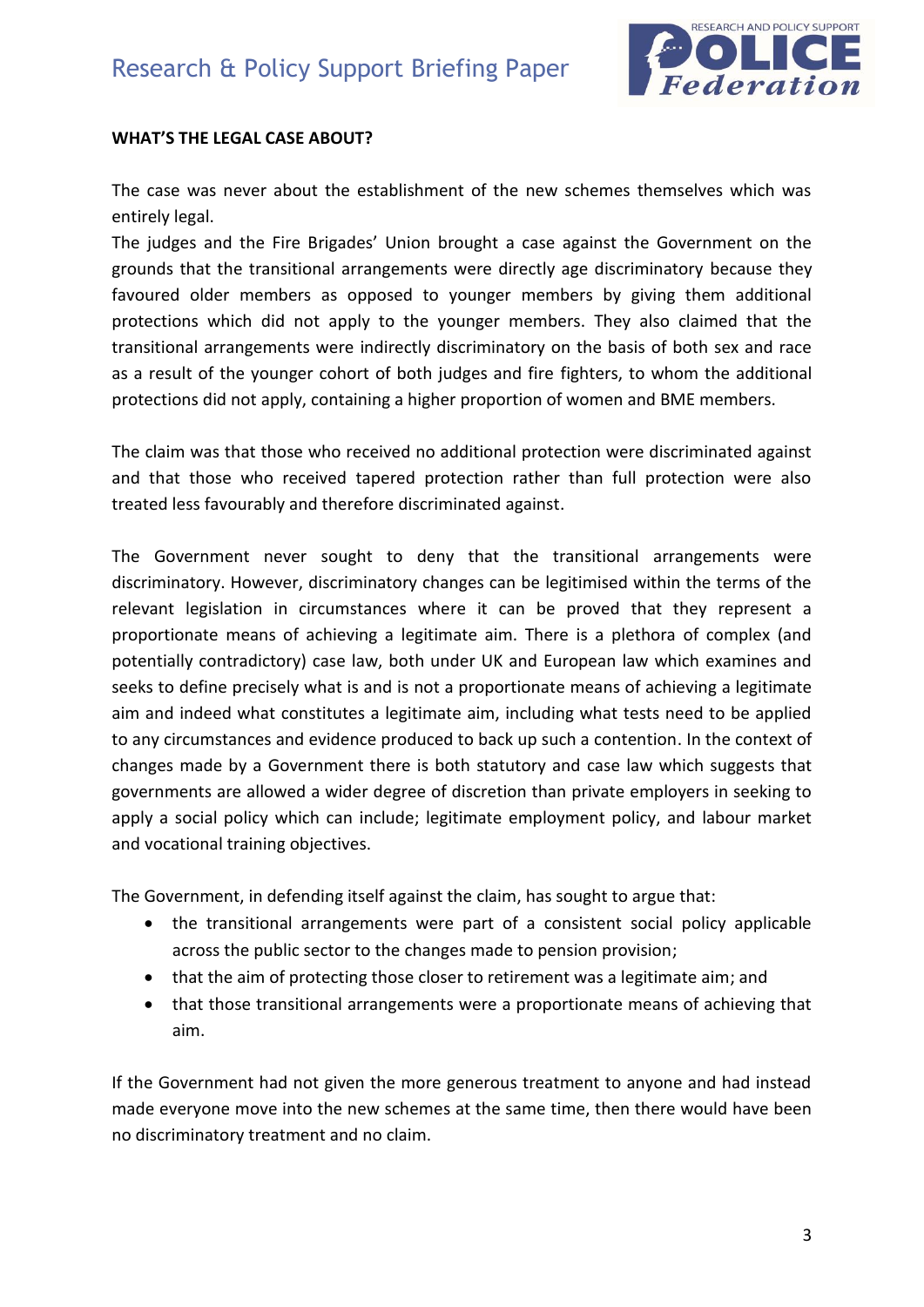**WHAT'S THE LEGAL CASE ABOUT?**

The case was never about the establishment of the new schemes themselves which was entirely legal.
The judges and the Fire Brigades' Union brought a case against the Government on the grounds that the transitional arrangements were directly age discriminatory because they favoured older members as opposed to younger members by giving them additional protections which did not apply to the younger members. They also claimed that the transitional arrangements were indirectly discriminatory on the basis of both sex and race as a result of the younger cohort of both judges and fire fighters, to whom the additional protections did not apply, containing a higher proportion of women and BME members.

The claim was that those who received no additional protection were discriminated against and that those who received tapered protection rather than full protection were also treated less favourably and therefore discriminated against.

The Government never sought to deny that the transitional arrangements were discriminatory. However, discriminatory changes can be legitimised within the terms of the relevant legislation in circumstances where it can be proved that they represent a proportionate means of achieving a legitimate aim. There is a plethora of complex (and potentially contradictory) case law, both under UK and European law which examines and seeks to define precisely what is and is not a proportionate means of achieving a legitimate aim and indeed what constitutes a legitimate aim, including what tests need to be applied to any circumstances and evidence produced to back up such a contention. In the context of changes made by a Government there is both statutory and case law which suggests that governments are allowed a wider degree of discretion than private employers in seeking to apply a social policy which can include; legitimate employment policy, and labour market and vocational training objectives.

The Government, in defending itself against the claim, has sought to argue that:

- the transitional arrangements were part of a consistent social policy applicable across the public sector to the changes made to pension provision;
- that the aim of protecting those closer to retirement was a legitimate aim; and
- that those transitional arrangements were a proportionate means of achieving that aim.

If the Government had not given the more generous treatment to anyone and had instead made everyone move into the new schemes at the same time, then there would have been no discriminatory treatment and no claim.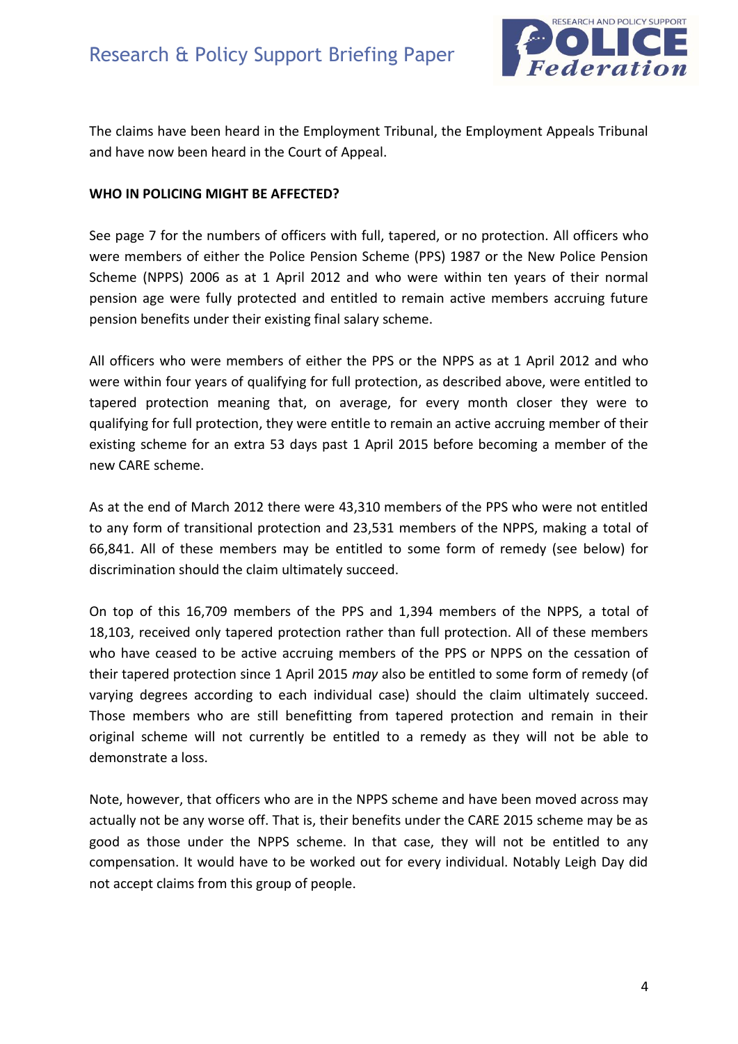The claims have been heard in the Employment Tribunal, the Employment Appeals Tribunal and have now been heard in the Court of Appeal.

**WHO IN POLICING MIGHT BE AFFECTED?**

See page 7 for the numbers of officers with full, tapered, or no protection. All officers who were members of either the Police Pension Scheme (PPS) 1987 or the New Police Pension Scheme (NPPS) 2006 as at 1 April 2012 and who were within ten years of their normal pension age were fully protected and entitled to remain active members accruing future pension benefits under their existing final salary scheme.

All officers who were members of either the PPS or the NPPS as at 1 April 2012 and who were within four years of qualifying for full protection, as described above, were entitled to tapered protection meaning that, on average, for every month closer they were to qualifying for full protection, they were entitle to remain an active accruing member of their existing scheme for an extra 53 days past 1 April 2015 before becoming a member of the new CARE scheme.

As at the end of March 2012 there were 43,310 members of the PPS who were not entitled to any form of transitional protection and 23,531 members of the NPPS, making a total of 66,841. All of these members may be entitled to some form of remedy (see below) for discrimination should the claim ultimately succeed.

On top of this 16,709 members of the PPS and 1,394 members of the NPPS, a total of 18,103, received only tapered protection rather than full protection. All of these members who have ceased to be active accruing members of the PPS or NPPS on the cessation of their tapered protection since 1 April 2015 *may* also be entitled to some form of remedy (of varying degrees according to each individual case) should the claim ultimately succeed. Those members who are still benefitting from tapered protection and remain in their original scheme will not currently be entitled to a remedy as they will not be able to demonstrate a loss.

Note, however, that officers who are in the NPPS scheme and have been moved across may actually not be any worse off. That is, their benefits under the CARE 2015 scheme may be as good as those under the NPPS scheme. In that case, they will not be entitled to any compensation. It would have to be worked out for every individual. Notably Leigh Day did not accept claims from this group of people.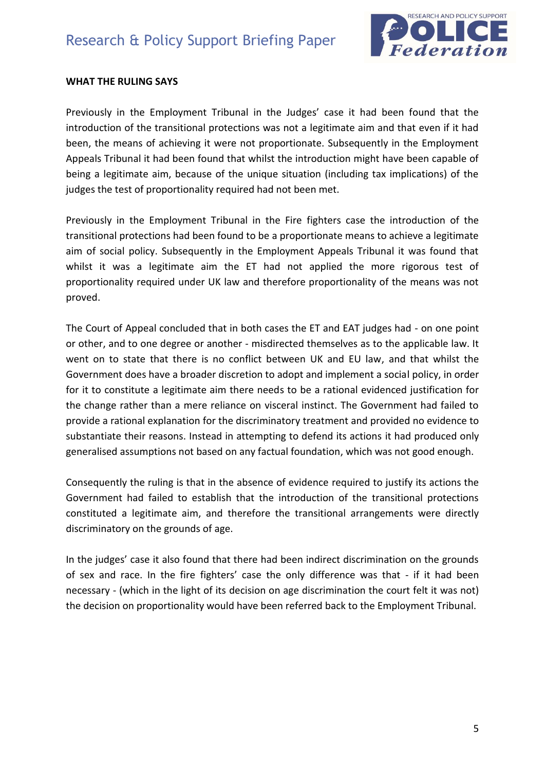**WHAT THE RULING SAYS**

Previously in the Employment Tribunal in the Judges' case it had been found that the introduction of the transitional protections was not a legitimate aim and that even if it had been, the means of achieving it were not proportionate. Subsequently in the Employment Appeals Tribunal it had been found that whilst the introduction might have been capable of being a legitimate aim, because of the unique situation (including tax implications) of the judges the test of proportionality required had not been met.

Previously in the Employment Tribunal in the Fire fighters case the introduction of the transitional protections had been found to be a proportionate means to achieve a legitimate aim of social policy. Subsequently in the Employment Appeals Tribunal it was found that whilst it was a legitimate aim the ET had not applied the more rigorous test of proportionality required under UK law and therefore proportionality of the means was not proved.

The Court of Appeal concluded that in both cases the ET and EAT judges had - on one point or other, and to one degree or another - misdirected themselves as to the applicable law. It went on to state that there is no conflict between UK and EU law, and that whilst the Government does have a broader discretion to adopt and implement a social policy, in order for it to constitute a legitimate aim there needs to be a rational evidenced justification for the change rather than a mere reliance on visceral instinct. The Government had failed to provide a rational explanation for the discriminatory treatment and provided no evidence to substantiate their reasons. Instead in attempting to defend its actions it had produced only generalised assumptions not based on any factual foundation, which was not good enough.

Consequently the ruling is that in the absence of evidence required to justify its actions the Government had failed to establish that the introduction of the transitional protections constituted a legitimate aim, and therefore the transitional arrangements were directly discriminatory on the grounds of age.

In the judges' case it also found that there had been indirect discrimination on the grounds of sex and race. In the fire fighters' case the only difference was that - if it had been necessary - (which in the light of its decision on age discrimination the court felt it was not) the decision on proportionality would have been referred back to the Employment Tribunal.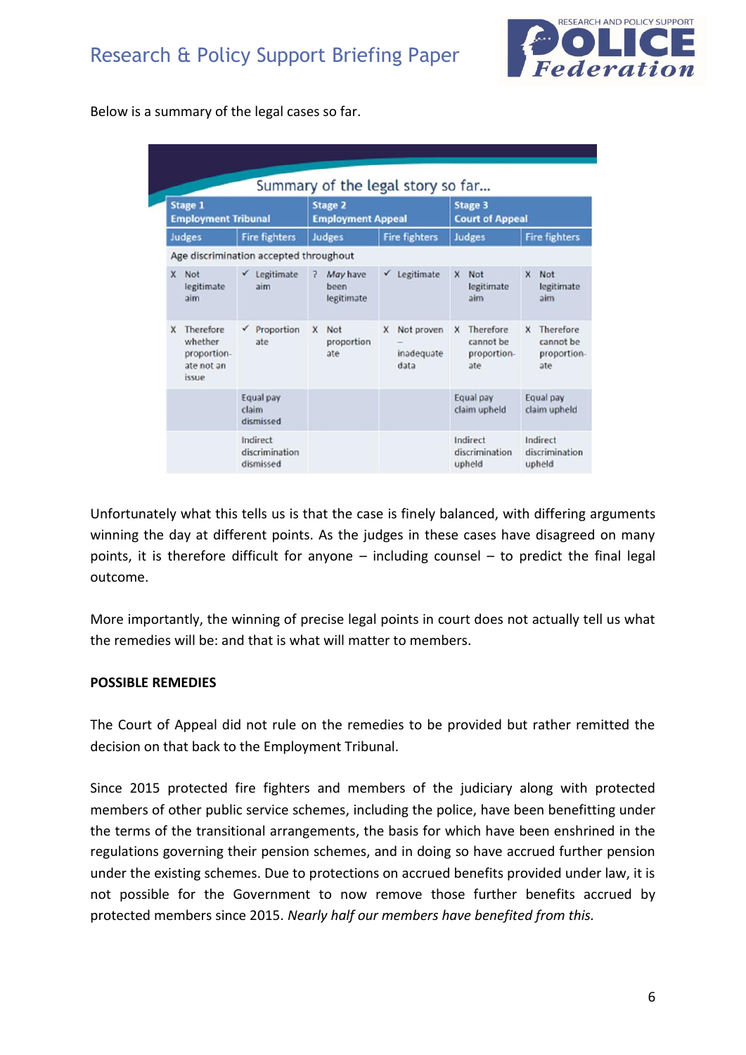Below is a summary of the legal cases so far.

**Summary of the legal story so far...**

| Stage 1 Employment Tribunal | | Stage 2 Employment Appeal | | Stage 3 Court of Appeal | |
|---|---|---|---|---|---|
| Judges | Fire fighters | Judges | Fire fighters | Judges | Fire fighters |
| Age discrimination accepted throughout | | | | | |
| X Not legitimate aim | ✓ Legitimate aim | ? *May* have been legitimate | ✓ Legitimate | X Not legitimate aim | X Not legitimate aim |
| X Therefore whether proportionate not an issue | ✓ Proportionate | X Not proportionate | X Not proven – inadequate data | X Therefore cannot be proportionate | X Therefore cannot be proportionate |
| | Equal pay claim dismissed | | | Equal pay claim upheld | Equal pay claim upheld |
| | Indirect discrimination dismissed | | | Indirect discrimination upheld | Indirect discrimination upheld |

Unfortunately what this tells us is that the case is finely balanced, with differing arguments winning the day at different points. As the judges in these cases have disagreed on many points, it is therefore difficult for anyone – including counsel – to predict the final legal outcome.

More importantly, the winning of precise legal points in court does not actually tell us what the remedies will be: and that is what will matter to members.

**POSSIBLE REMEDIES**

The Court of Appeal did not rule on the remedies to be provided but rather remitted the decision on that back to the Employment Tribunal.

Since 2015 protected fire fighters and members of the judiciary along with protected members of other public service schemes, including the police, have been benefitting under the terms of the transitional arrangements, the basis for which have been enshrined in the regulations governing their pension schemes, and in doing so have accrued further pension under the existing schemes. Due to protections on accrued benefits provided under law, it is not possible for the Government to now remove those further benefits accrued by protected members since 2015. *Nearly half our members have benefited from this.*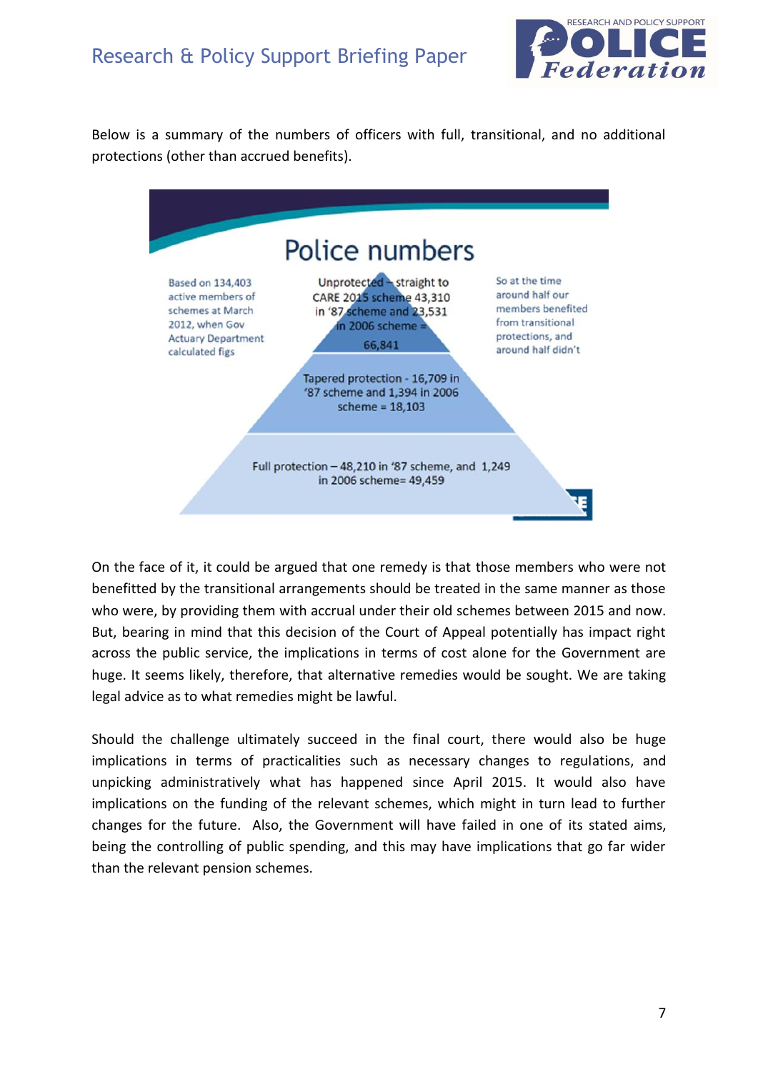Below is a summary of the numbers of officers with full, transitional, and no additional protections (other than accrued benefits).

## Police numbers

Based on 134,403 active members of schemes at March 2012, when Gov Actuary Department calculated figs

Unprotected – straight to CARE 2015 scheme 43,310 in '87 scheme and 23,531 in 2006 scheme = 66,841

Tapered protection - 16,709 in '87 scheme and 1,394 in 2006 scheme = 18,103

Full protection – 48,210 in '87 scheme, and 1,249 in 2006 scheme= 49,459

So at the time around half our members benefited from transitional protections, and around half didn't

On the face of it, it could be argued that one remedy is that those members who were not benefitted by the transitional arrangements should be treated in the same manner as those who were, by providing them with accrual under their old schemes between 2015 and now. But, bearing in mind that this decision of the Court of Appeal potentially has impact right across the public service, the implications in terms of cost alone for the Government are huge. It seems likely, therefore, that alternative remedies would be sought. We are taking legal advice as to what remedies might be lawful.

Should the challenge ultimately succeed in the final court, there would also be huge implications in terms of practicalities such as necessary changes to regulations, and unpicking administratively what has happened since April 2015. It would also have implications on the funding of the relevant schemes, which might in turn lead to further changes for the future. Also, the Government will have failed in one of its stated aims, being the controlling of public spending, and this may have implications that go far wider than the relevant pension schemes.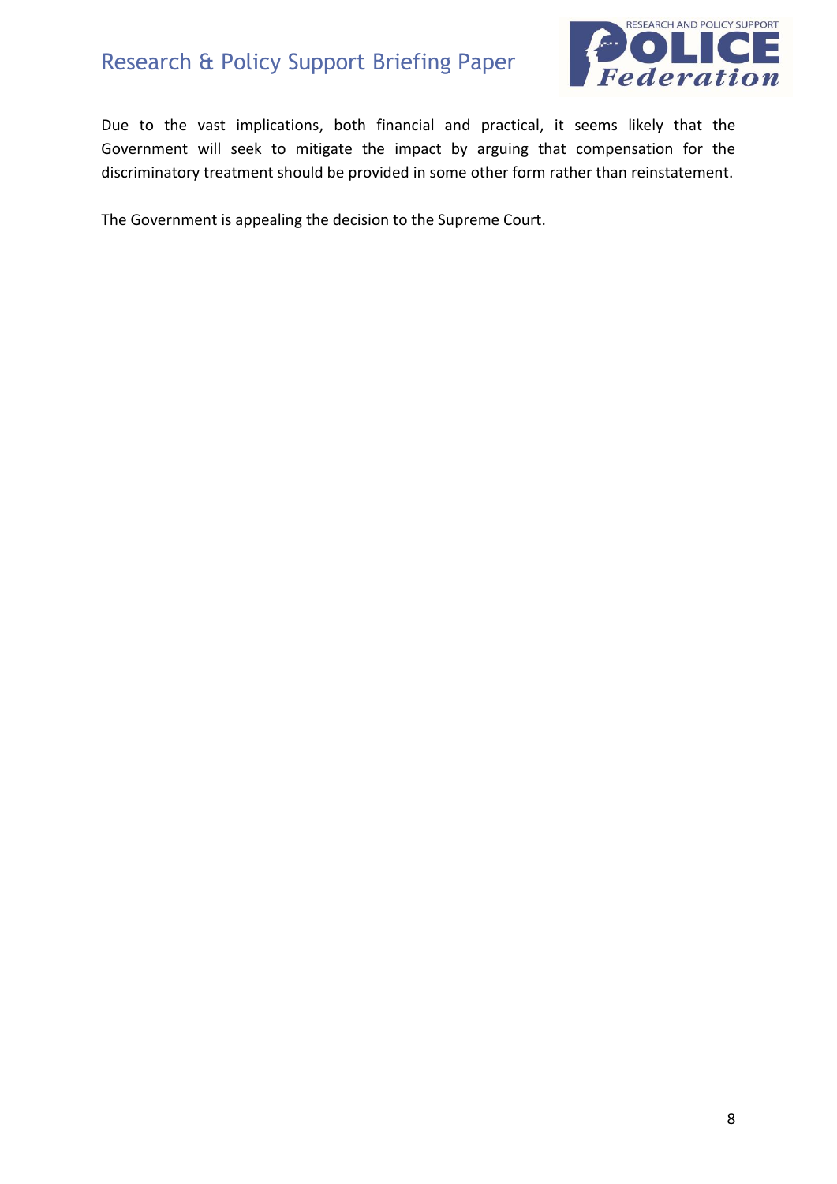Due to the vast implications, both financial and practical, it seems likely that the Government will seek to mitigate the impact by arguing that compensation for the discriminatory treatment should be provided in some other form rather than reinstatement.

The Government is appealing the decision to the Supreme Court.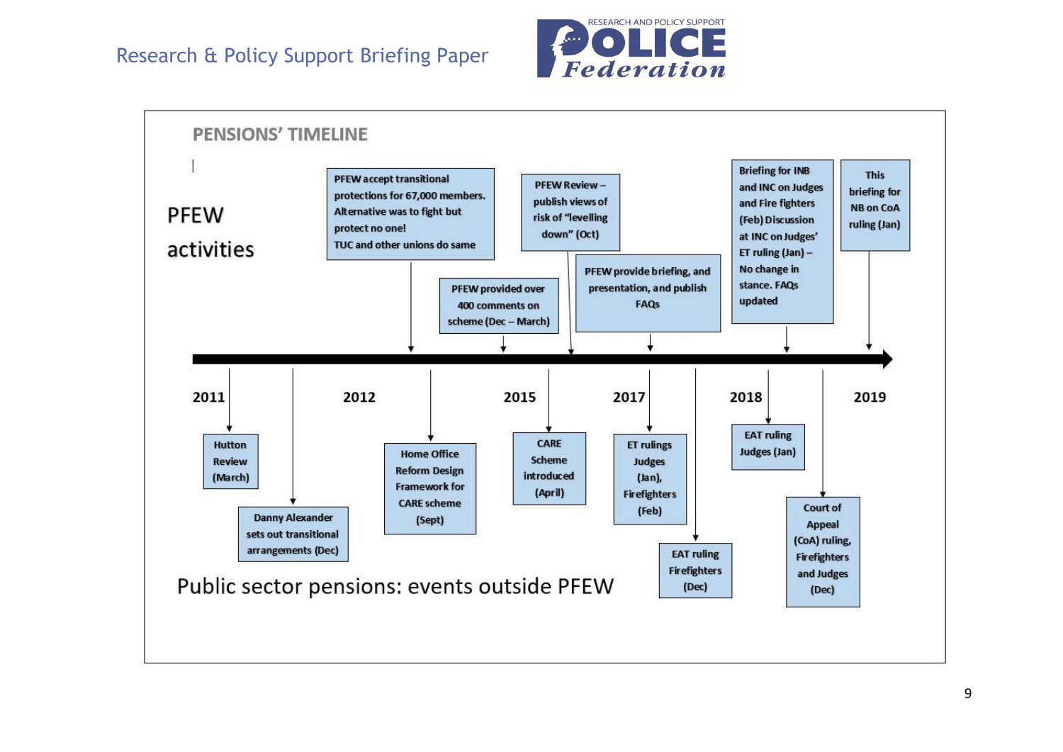## PENSIONS' TIMELINE

PFEW activities

PFEW accept transitional protections for 67,000 members. Alternative was to fight but protect no one! TUC and other unions do same

PFEW provided over 400 comments on scheme (Dec – March)

PFEW Review – publish views of risk of "levelling down" (Oct)

PFEW provide briefing, and presentation, and publish FAQs

Briefing for INB and INC on Judges and Fire fighters (Feb) Discussion at INC on Judges' ET ruling (Jan) – No change in stance. FAQs updated

This briefing for NB on CoA ruling (Jan)

2011

2012

2015

2017

2018

2019

Hutton Review (March)

Danny Alexander sets out transitional arrangements (Dec)

Home Office Reform Design Framework for CARE scheme (Sept)

CARE Scheme introduced (April)

ET rulings Judges (Jan), Firefighters (Feb)

EAT ruling Firefighters (Dec)

EAT ruling Judges (Jan)

Court of Appeal (CoA) ruling, Firefighters and Judges (Dec)

Public sector pensions: events outside PFEW